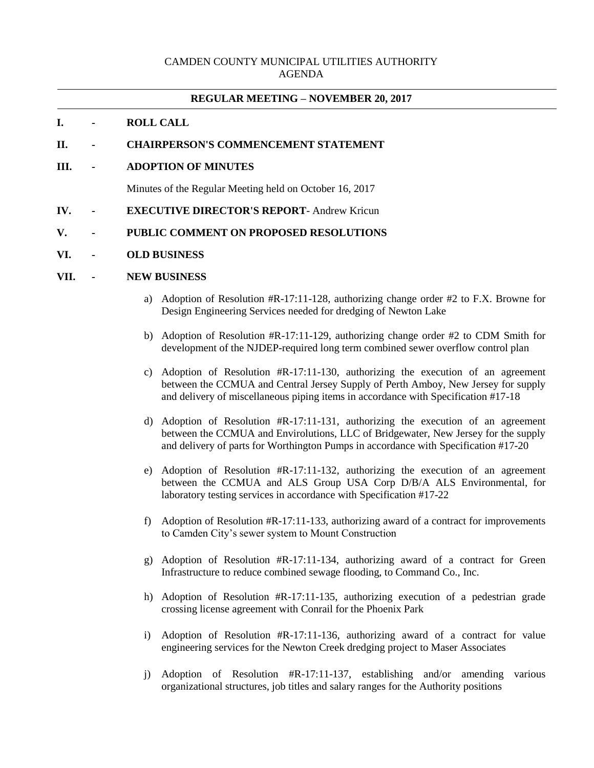CAMDEN COUNTY MUNICIPAL UTILITIES AUTHORITY
AGENDA

---

**REGULAR MEETING – NOVEMBER 20, 2017**

---

**I. - ROLL CALL**

**II. - CHAIRPERSON'S COMMENCEMENT STATEMENT**

**III. - ADOPTION OF MINUTES**

Minutes of the Regular Meeting held on October 16, 2017

**IV. - EXECUTIVE DIRECTOR'S REPORT**- Andrew Kricun

**V. - PUBLIC COMMENT ON PROPOSED RESOLUTIONS**

**VI. - OLD BUSINESS**

**VII. - NEW BUSINESS**

a) Adoption of Resolution #R-17:11-128, authorizing change order #2 to F.X. Browne for Design Engineering Services needed for dredging of Newton Lake

b) Adoption of Resolution #R-17:11-129, authorizing change order #2 to CDM Smith for development of the NJDEP-required long term combined sewer overflow control plan

c) Adoption of Resolution #R-17:11-130, authorizing the execution of an agreement between the CCMUA and Central Jersey Supply of Perth Amboy, New Jersey for supply and delivery of miscellaneous piping items in accordance with Specification #17-18

d) Adoption of Resolution #R-17:11-131, authorizing the execution of an agreement between the CCMUA and Envirolutions, LLC of Bridgewater, New Jersey for the supply and delivery of parts for Worthington Pumps in accordance with Specification #17-20

e) Adoption of Resolution #R-17:11-132, authorizing the execution of an agreement between the CCMUA and ALS Group USA Corp D/B/A ALS Environmental, for laboratory testing services in accordance with Specification #17-22

f) Adoption of Resolution #R-17:11-133, authorizing award of a contract for improvements to Camden City's sewer system to Mount Construction

g) Adoption of Resolution #R-17:11-134, authorizing award of a contract for Green Infrastructure to reduce combined sewage flooding, to Command Co., Inc.

h) Adoption of Resolution #R-17:11-135, authorizing execution of a pedestrian grade crossing license agreement with Conrail for the Phoenix Park

i) Adoption of Resolution #R-17:11-136, authorizing award of a contract for value engineering services for the Newton Creek dredging project to Maser Associates

j) Adoption of Resolution #R-17:11-137, establishing and/or amending various organizational structures, job titles and salary ranges for the Authority positions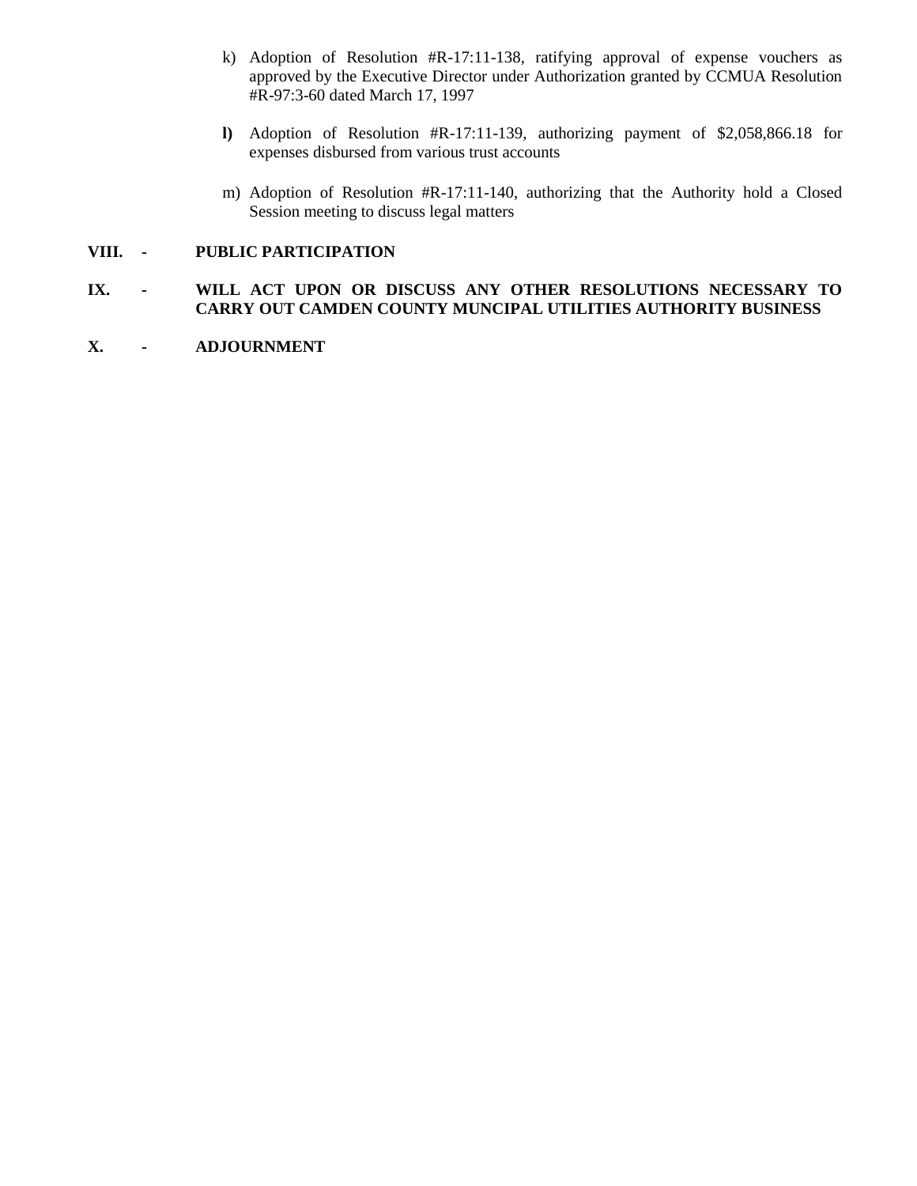k) Adoption of Resolution #R-17:11-138, ratifying approval of expense vouchers as approved by the Executive Director under Authorization granted by CCMUA Resolution #R-97:3-60 dated March 17, 1997

**l)** Adoption of Resolution #R-17:11-139, authorizing payment of $2,058,866.18 for expenses disbursed from various trust accounts

m) Adoption of Resolution #R-17:11-140, authorizing that the Authority hold a Closed Session meeting to discuss legal matters

**VIII. - PUBLIC PARTICIPATION**

**IX. - WILL ACT UPON OR DISCUSS ANY OTHER RESOLUTIONS NECESSARY TO CARRY OUT CAMDEN COUNTY MUNCIPAL UTILITIES AUTHORITY BUSINESS**

**X. - ADJOURNMENT**